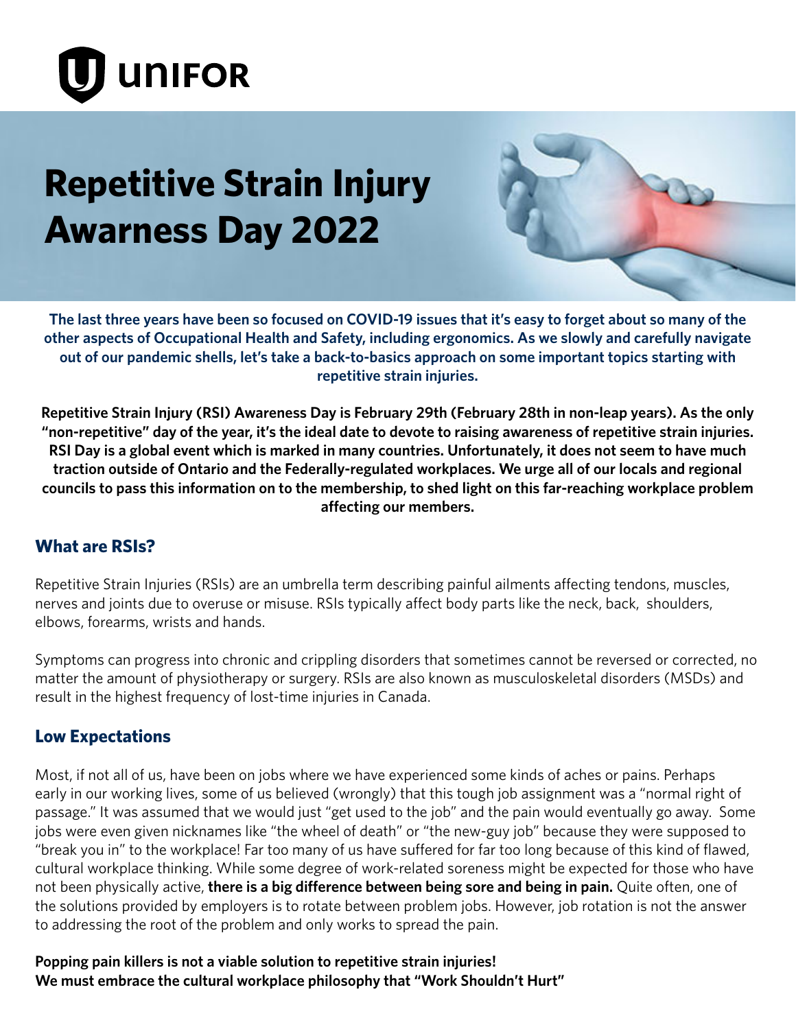# UNIFOR

# Repetitive Strain Injury Awarness Day 2022

**The last three years have been so focused on COVID-19 issues that it's easy to forget about so many of the other aspects of Occupational Health and Safety, including ergonomics. As we slowly and carefully navigate out of our pandemic shells, let's take a back-to-basics approach on some important topics starting with repetitive strain injuries.**

**Repetitive Strain Injury (RSI) Awareness Day is February 29th (February 28th in non-leap years). As the only "non-repetitive" day of the year, it's the ideal date to devote to raising awareness of repetitive strain injuries. RSI Day is a global event which is marked in many countries. Unfortunately, it does not seem to have much traction outside of Ontario and the Federally-regulated workplaces. We urge all of our locals and regional councils to pass this information on to the membership, to shed light on this far-reaching workplace problem affecting our members.**

## What are RSIs?

Repetitive Strain Injuries (RSIs) are an umbrella term describing painful ailments affecting tendons, muscles, nerves and joints due to overuse or misuse. RSIs typically affect body parts like the neck, back, shoulders, elbows, forearms, wrists and hands.

Symptoms can progress into chronic and crippling disorders that sometimes cannot be reversed or corrected, no matter the amount of physiotherapy or surgery. RSIs are also known as musculoskeletal disorders (MSDs) and result in the highest frequency of lost-time injuries in Canada.

## Low Expectations

Most, if not all of us, have been on jobs where we have experienced some kinds of aches or pains. Perhaps early in our working lives, some of us believed (wrongly) that this tough job assignment was a "normal right of passage." It was assumed that we would just "get used to the job" and the pain would eventually go away. Some jobs were even given nicknames like "the wheel of death" or "the new-guy job" because they were supposed to "break you in" to the workplace! Far too many of us have suffered for far too long because of this kind of flawed, cultural workplace thinking. While some degree of work-related soreness might be expected for those who have not been physically active, **there is a big difference between being sore and being in pain.** Quite often, one of the solutions provided by employers is to rotate between problem jobs. However, job rotation is not the answer to addressing the root of the problem and only works to spread the pain.

**Popping pain killers is not a viable solution to repetitive strain injuries!**
**We must embrace the cultural workplace philosophy that "Work Shouldn't Hurt"**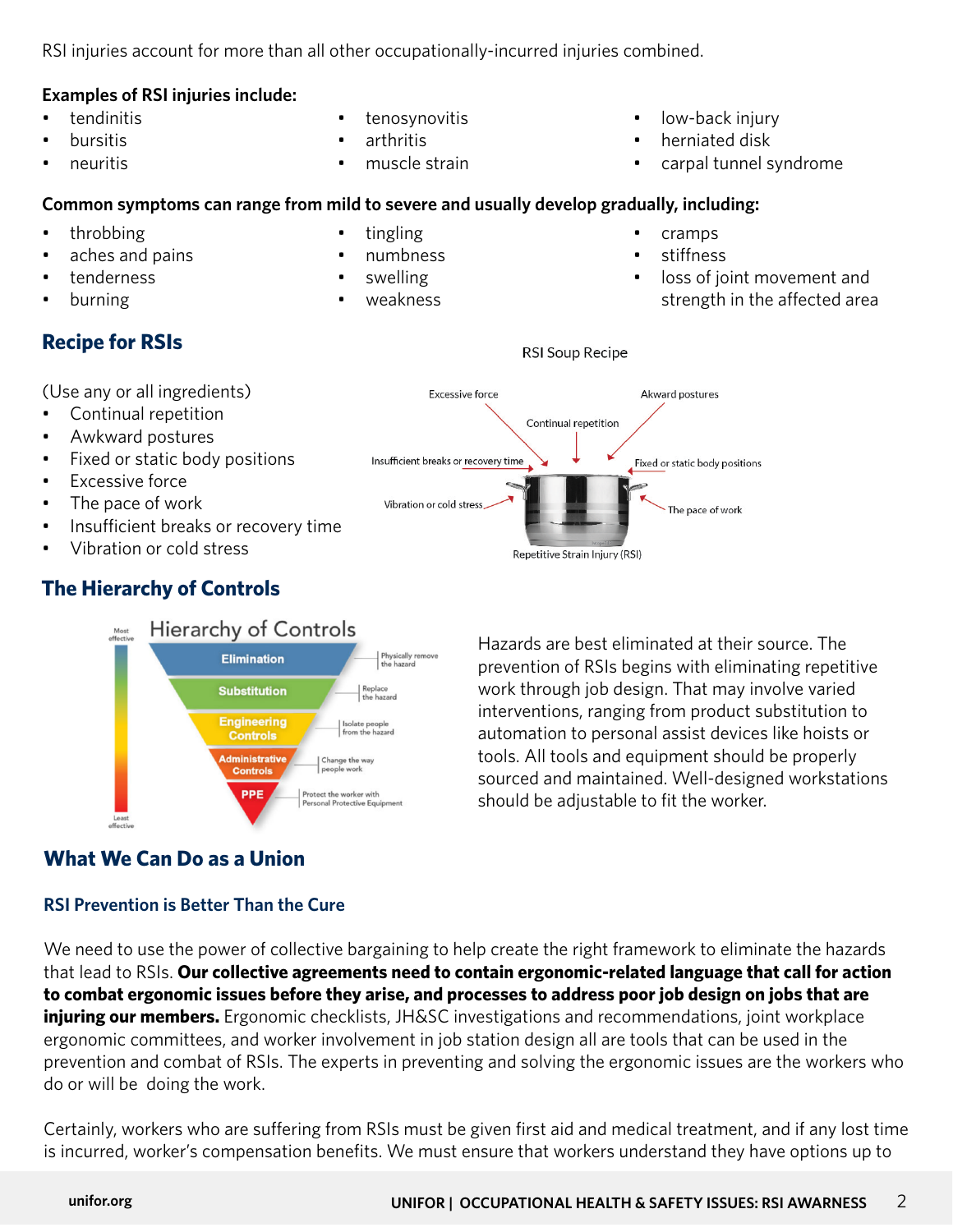RSI injuries account for more than all other occupationally-incurred injuries combined.

**Examples of RSI injuries include:**

- tendinitis
- bursitis
- neuritis
- tenosynovitis
- arthritis
- muscle strain
- low-back injury
- herniated disk
- carpal tunnel syndrome

**Common symptoms can range from mild to severe and usually develop gradually, including:**

- throbbing
- aches and pains
- tenderness
- burning
- tingling
- numbness
- swelling
- weakness
- cramps
- stiffness
- loss of joint movement and strength in the affected area

## Recipe for RSIs

(Use any or all ingredients)

- Continual repetition
- Awkward postures
- Fixed or static body positions
- Excessive force
- The pace of work
- Insufficient breaks or recovery time
- Vibration or cold stress

RSI Soup Recipe

Excessive force · Akward postures · Continual repetition · Insufficient breaks or recovery time · Fixed or static body positions · Vibration or cold stress · The pace of work

Repetitive Strain Injury (RSI)

## The Hierarchy of Controls

Hierarchy of Controls

Most effective

- **Elimination** – Physically remove the hazard
- **Substitution** – Replace the hazard
- **Engineering Controls** – Isolate people from the hazard
- **Administrative Controls** – Change the way people work
- **PPE** – Protect the worker with Personal Protective Equipment

Least effective

Hazards are best eliminated at their source. The prevention of RSIs begins with eliminating repetitive work through job design. That may involve varied interventions, ranging from product substitution to automation to personal assist devices like hoists or tools. All tools and equipment should be properly sourced and maintained. Well-designed workstations should be adjustable to fit the worker.

## What We Can Do as a Union

### RSI Prevention is Better Than the Cure

We need to use the power of collective bargaining to help create the right framework to eliminate the hazards that lead to RSIs. **Our collective agreements need to contain ergonomic-related language that call for action to combat ergonomic issues before they arise, and processes to address poor job design on jobs that are injuring our members.** Ergonomic checklists, JH&SC investigations and recommendations, joint workplace ergonomic committees, and worker involvement in job station design all are tools that can be used in the prevention and combat of RSIs. The experts in preventing and solving the ergonomic issues are the workers who do or will be doing the work.

Certainly, workers who are suffering from RSIs must be given first aid and medical treatment, and if any lost time is incurred, worker's compensation benefits. We must ensure that workers understand they have options up to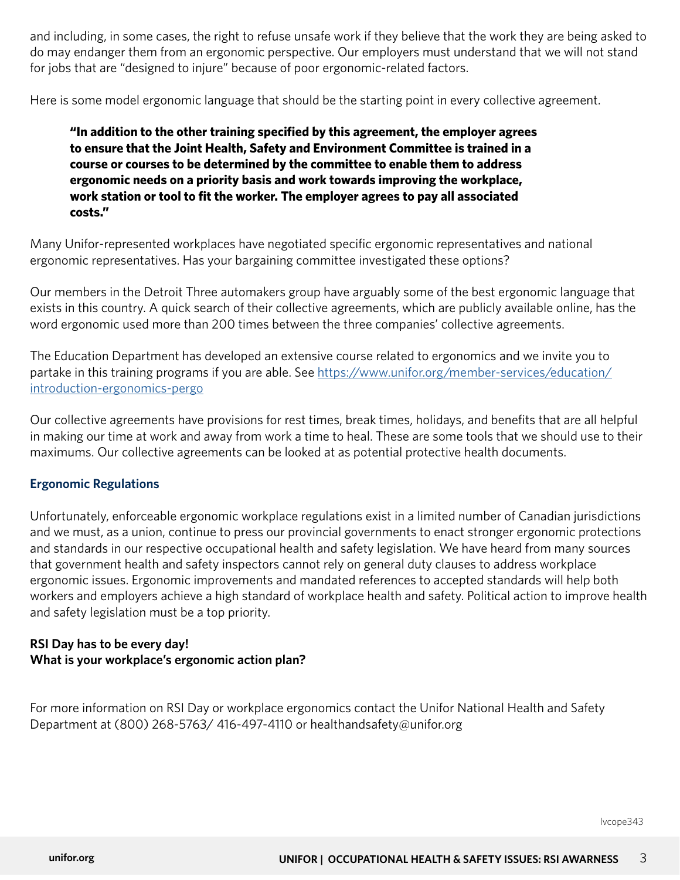and including, in some cases, the right to refuse unsafe work if they believe that the work they are being asked to do may endanger them from an ergonomic perspective. Our employers must understand that we will not stand for jobs that are "designed to injure" because of poor ergonomic-related factors.

Here is some model ergonomic language that should be the starting point in every collective agreement.

> **"In addition to the other training specified by this agreement, the employer agrees to ensure that the Joint Health, Safety and Environment Committee is trained in a course or courses to be determined by the committee to enable them to address ergonomic needs on a priority basis and work towards improving the workplace, work station or tool to fit the worker. The employer agrees to pay all associated costs."**

Many Unifor-represented workplaces have negotiated specific ergonomic representatives and national ergonomic representatives. Has your bargaining committee investigated these options?

Our members in the Detroit Three automakers group have arguably some of the best ergonomic language that exists in this country. A quick search of their collective agreements, which are publicly available online, has the word ergonomic used more than 200 times between the three companies' collective agreements.

The Education Department has developed an extensive course related to ergonomics and we invite you to partake in this training programs if you are able. See [https://www.unifor.org/member-services/education/introduction-ergonomics-pergo](https://www.unifor.org/member-services/education/introduction-ergonomics-pergo)

Our collective agreements have provisions for rest times, break times, holidays, and benefits that are all helpful in making our time at work and away from work a time to heal. These are some tools that we should use to their maximums. Our collective agreements can be looked at as potential protective health documents.

### Ergonomic Regulations

Unfortunately, enforceable ergonomic workplace regulations exist in a limited number of Canadian jurisdictions and we must, as a union, continue to press our provincial governments to enact stronger ergonomic protections and standards in our respective occupational health and safety legislation. We have heard from many sources that government health and safety inspectors cannot rely on general duty clauses to address workplace ergonomic issues. Ergonomic improvements and mandated references to accepted standards will help both workers and employers achieve a high standard of workplace health and safety. Political action to improve health and safety legislation must be a top priority.

**RSI Day has to be every day!**
**What is your workplace's ergonomic action plan?**

For more information on RSI Day or workplace ergonomics contact the Unifor National Health and Safety Department at (800) 268-5763/ 416-497-4110 or healthandsafety@unifor.org

lvcope343